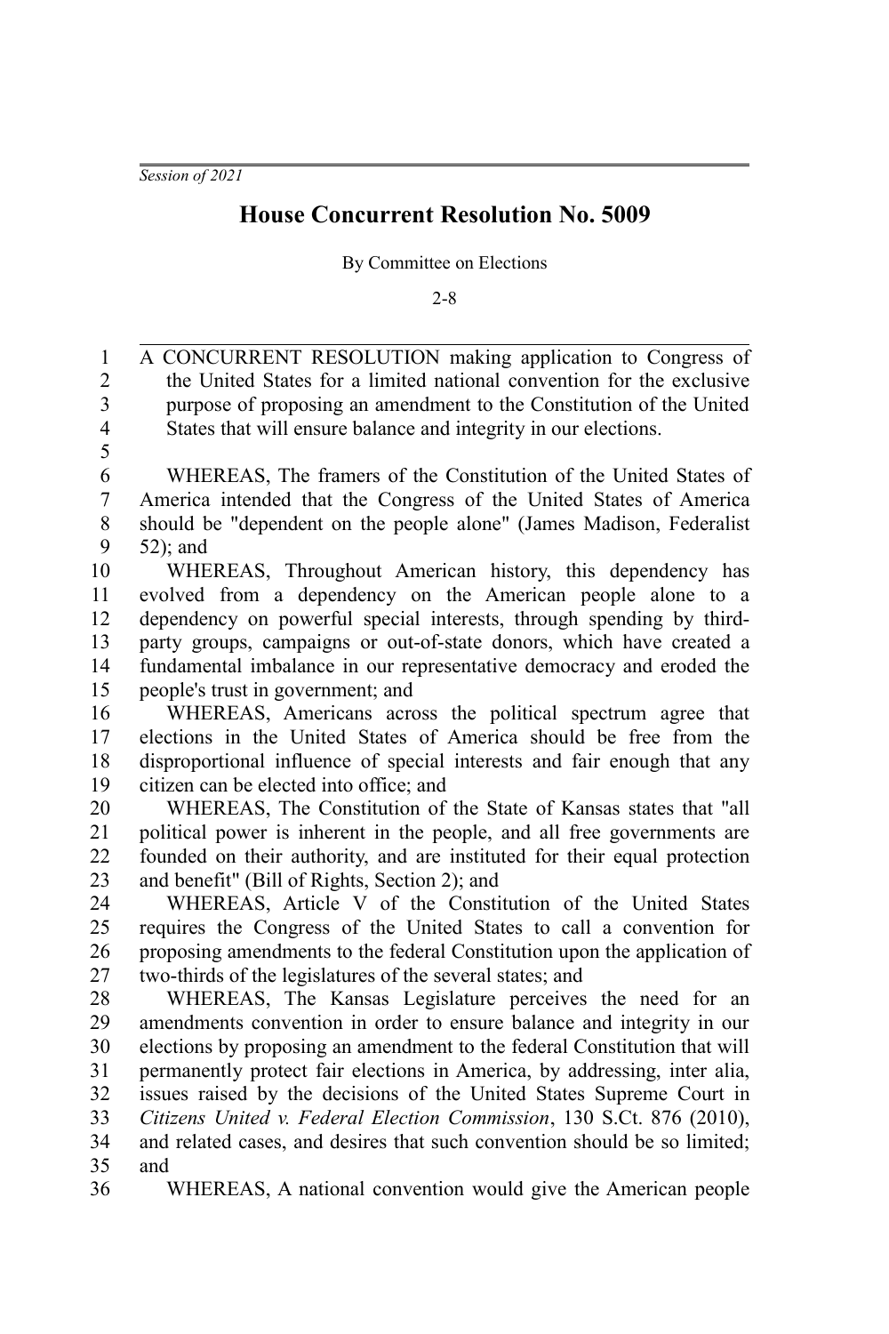*Session of 2021*

# House Concurrent Resolution No. 5009

By Committee on Elections

2-8

A CONCURRENT RESOLUTION making application to Congress of the United States for a limited national convention for the exclusive purpose of proposing an amendment to the Constitution of the United States that will ensure balance and integrity in our elections.

WHEREAS, The framers of the Constitution of the United States of America intended that the Congress of the United States of America should be "dependent on the people alone" (James Madison, Federalist 52); and

WHEREAS, Throughout American history, this dependency has evolved from a dependency on the American people alone to a dependency on powerful special interests, through spending by third-party groups, campaigns or out-of-state donors, which have created a fundamental imbalance in our representative democracy and eroded the people's trust in government; and

WHEREAS, Americans across the political spectrum agree that elections in the United States of America should be free from the disproportional influence of special interests and fair enough that any citizen can be elected into office; and

WHEREAS, The Constitution of the State of Kansas states that "all political power is inherent in the people, and all free governments are founded on their authority, and are instituted for their equal protection and benefit" (Bill of Rights, Section 2); and

WHEREAS, Article V of the Constitution of the United States requires the Congress of the United States to call a convention for proposing amendments to the federal Constitution upon the application of two-thirds of the legislatures of the several states; and

WHEREAS, The Kansas Legislature perceives the need for an amendments convention in order to ensure balance and integrity in our elections by proposing an amendment to the federal Constitution that will permanently protect fair elections in America, by addressing, inter alia, issues raised by the decisions of the United States Supreme Court in *Citizens United v. Federal Election Commission*, 130 S.Ct. 876 (2010), and related cases, and desires that such convention should be so limited; and

WHEREAS, A national convention would give the American people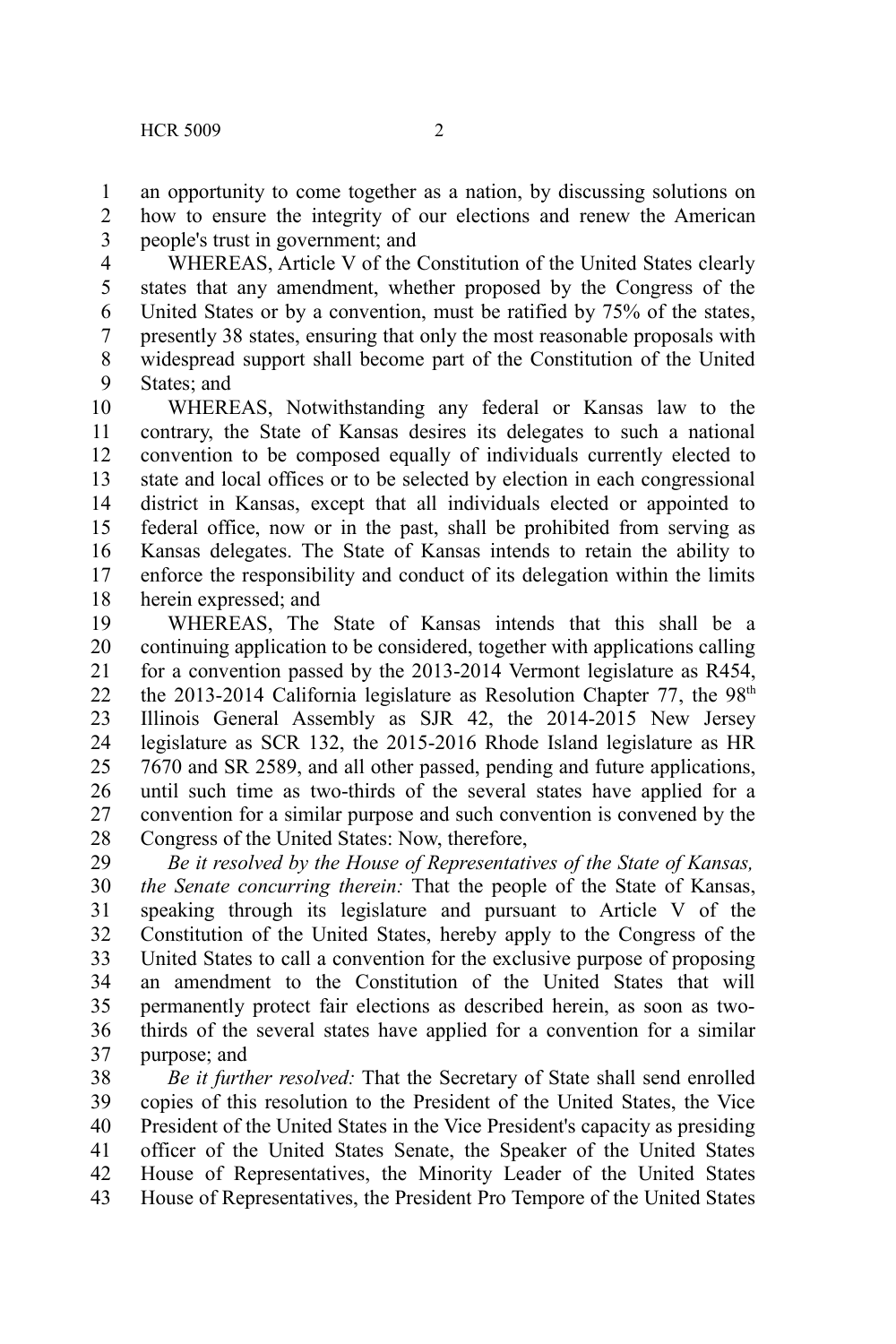an opportunity to come together as a nation, by discussing solutions on how to ensure the integrity of our elections and renew the American people's trust in government; and

WHEREAS, Article V of the Constitution of the United States clearly states that any amendment, whether proposed by the Congress of the United States or by a convention, must be ratified by 75% of the states, presently 38 states, ensuring that only the most reasonable proposals with widespread support shall become part of the Constitution of the United States; and

WHEREAS, Notwithstanding any federal or Kansas law to the contrary, the State of Kansas desires its delegates to such a national convention to be composed equally of individuals currently elected to state and local offices or to be selected by election in each congressional district in Kansas, except that all individuals elected or appointed to federal office, now or in the past, shall be prohibited from serving as Kansas delegates. The State of Kansas intends to retain the ability to enforce the responsibility and conduct of its delegation within the limits herein expressed; and

WHEREAS, The State of Kansas intends that this shall be a continuing application to be considered, together with applications calling for a convention passed by the 2013-2014 Vermont legislature as R454, the 2013-2014 California legislature as Resolution Chapter 77, the 98th Illinois General Assembly as SJR 42, the 2014-2015 New Jersey legislature as SCR 132, the 2015-2016 Rhode Island legislature as HR 7670 and SR 2589, and all other passed, pending and future applications, until such time as two-thirds of the several states have applied for a convention for a similar purpose and such convention is convened by the Congress of the United States: Now, therefore,

*Be it resolved by the House of Representatives of the State of Kansas, the Senate concurring therein:* That the people of the State of Kansas, speaking through its legislature and pursuant to Article V of the Constitution of the United States, hereby apply to the Congress of the United States to call a convention for the exclusive purpose of proposing an amendment to the Constitution of the United States that will permanently protect fair elections as described herein, as soon as two-thirds of the several states have applied for a convention for a similar purpose; and

*Be it further resolved:* That the Secretary of State shall send enrolled copies of this resolution to the President of the United States, the Vice President of the United States in the Vice President's capacity as presiding officer of the United States Senate, the Speaker of the United States House of Representatives, the Minority Leader of the United States House of Representatives, the President Pro Tempore of the United States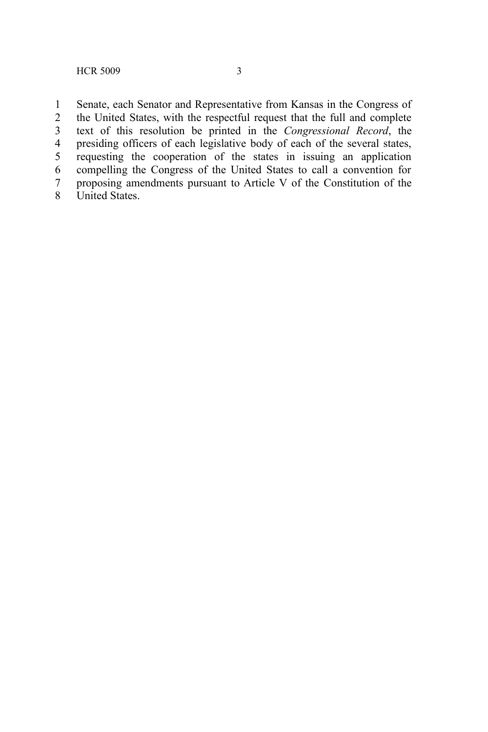Senate, each Senator and Representative from Kansas in the Congress of the United States, with the respectful request that the full and complete text of this resolution be printed in the *Congressional Record*, the presiding officers of each legislative body of each of the several states, requesting the cooperation of the states in issuing an application compelling the Congress of the United States to call a convention for proposing amendments pursuant to Article V of the Constitution of the United States.